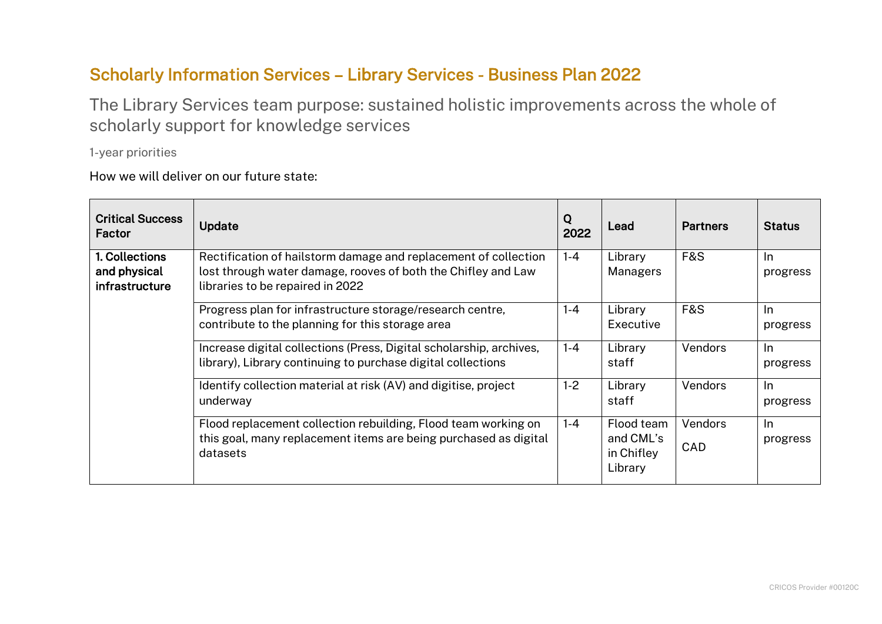# Scholarly Information Services – Library Services - Business Plan 2022

## The Library Services team purpose: sustained holistic improvements across the whole of scholarly support for knowledge services

1-year priorities

How we will deliver on our future state:

| Critical Success Factor | Update | Q 2022 | Lead | Partners | Status |
|---|---|---|---|---|---|
| **1. Collections and physical infrastructure** | Rectification of hailstorm damage and replacement of collection lost through water damage, rooves of both the Chifley and Law libraries to be repaired in 2022 | 1-4 | Library Managers | F&S | In progress |
| | Progress plan for infrastructure storage/research centre, contribute to the planning for this storage area | 1-4 | Library Executive | F&S | In progress |
| | Increase digital collections (Press, Digital scholarship, archives, library), Library continuing to purchase digital collections | 1-4 | Library staff | Vendors | In progress |
| | Identify collection material at risk (AV) and digitise, project underway | 1-2 | Library staff | Vendors | In progress |
| | Flood replacement collection rebuilding, Flood team working on this goal, many replacement items are being purchased as digital datasets | 1-4 | Flood team and CML's in Chifley Library | Vendors CAD | In progress |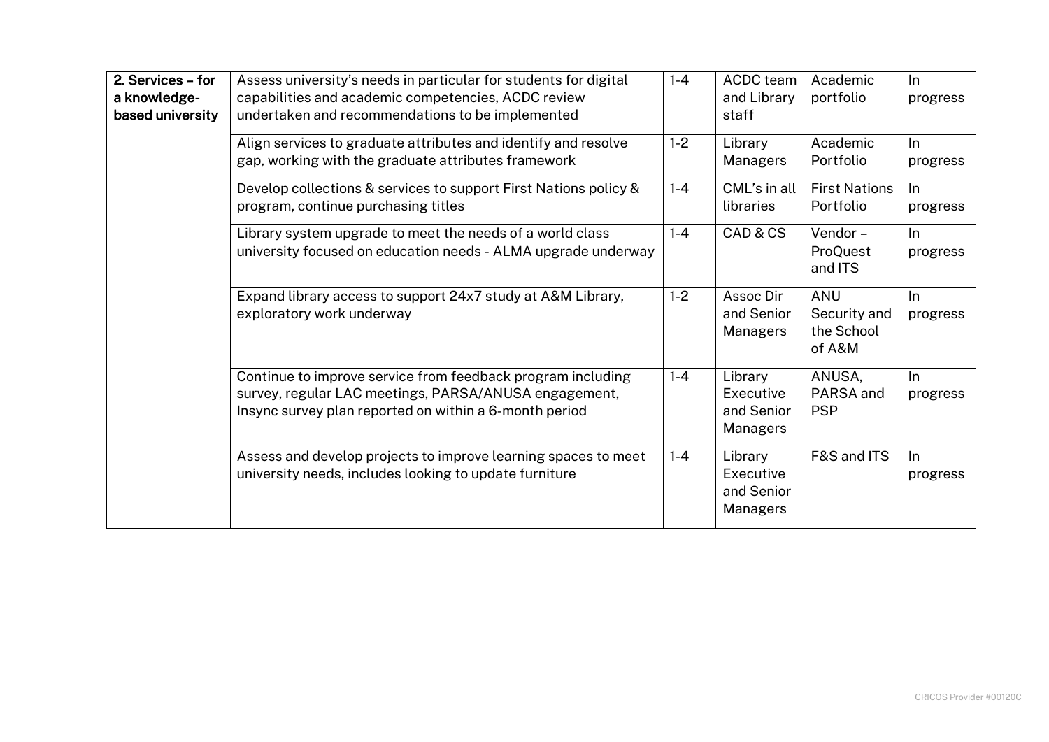| | | | | | |
|---|---|---|---|---|---|
| **2. Services – for a knowledge-based university** | Assess university's needs in particular for students for digital capabilities and academic competencies, ACDC review undertaken and recommendations to be implemented | 1-4 | ACDC team and Library staff | Academic portfolio | In progress |
| | Align services to graduate attributes and identify and resolve gap, working with the graduate attributes framework | 1-2 | Library Managers | Academic Portfolio | In progress |
| | Develop collections & services to support First Nations policy & program, continue purchasing titles | 1-4 | CML's in all libraries | First Nations Portfolio | In progress |
| | Library system upgrade to meet the needs of a world class university focused on education needs - ALMA upgrade underway | 1-4 | CAD & CS | Vendor – ProQuest and ITS | In progress |
| | Expand library access to support 24x7 study at A&M Library, exploratory work underway | 1-2 | Assoc Dir and Senior Managers | ANU Security and the School of A&M | In progress |
| | Continue to improve service from feedback program including survey, regular LAC meetings, PARSA/ANUSA engagement, Insync survey plan reported on within a 6-month period | 1-4 | Library Executive and Senior Managers | ANUSA, PARSA and PSP | In progress |
| | Assess and develop projects to improve learning spaces to meet university needs, includes looking to update furniture | 1-4 | Library Executive and Senior Managers | F&S and ITS | In progress |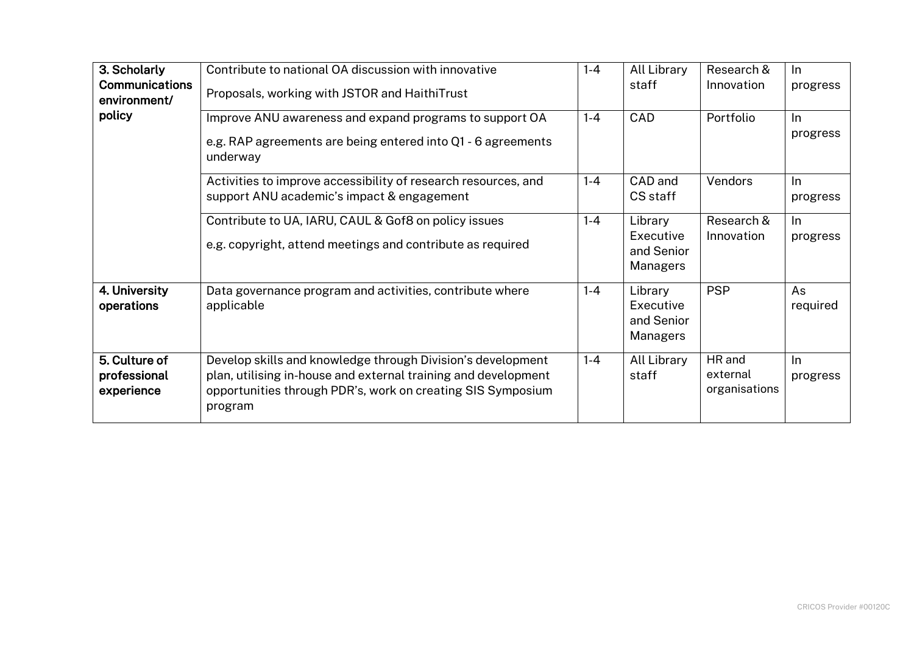| | | | | | |
|---|---|---|---|---|---|
| **3. Scholarly Communications environment/ policy** | Contribute to national OA discussion with innovative Proposals, working with JSTOR and HaithiTrust | 1-4 | All Library staff | Research & Innovation | In progress |
| | Improve ANU awareness and expand programs to support OA e.g. RAP agreements are being entered into Q1 - 6 agreements underway | 1-4 | CAD | Portfolio | In progress |
| | Activities to improve accessibility of research resources, and support ANU academic's impact & engagement | 1-4 | CAD and CS staff | Vendors | In progress |
| | Contribute to UA, IARU, CAUL & Gof8 on policy issues e.g. copyright, attend meetings and contribute as required | 1-4 | Library Executive and Senior Managers | Research & Innovation | In progress |
| **4. University operations** | Data governance program and activities, contribute where applicable | 1-4 | Library Executive and Senior Managers | PSP | As required |
| **5. Culture of professional experience** | Develop skills and knowledge through Division's development plan, utilising in-house and external training and development opportunities through PDR's, work on creating SIS Symposium program | 1-4 | All Library staff | HR and external organisations | In progress |

CRICOS Provider #00120C